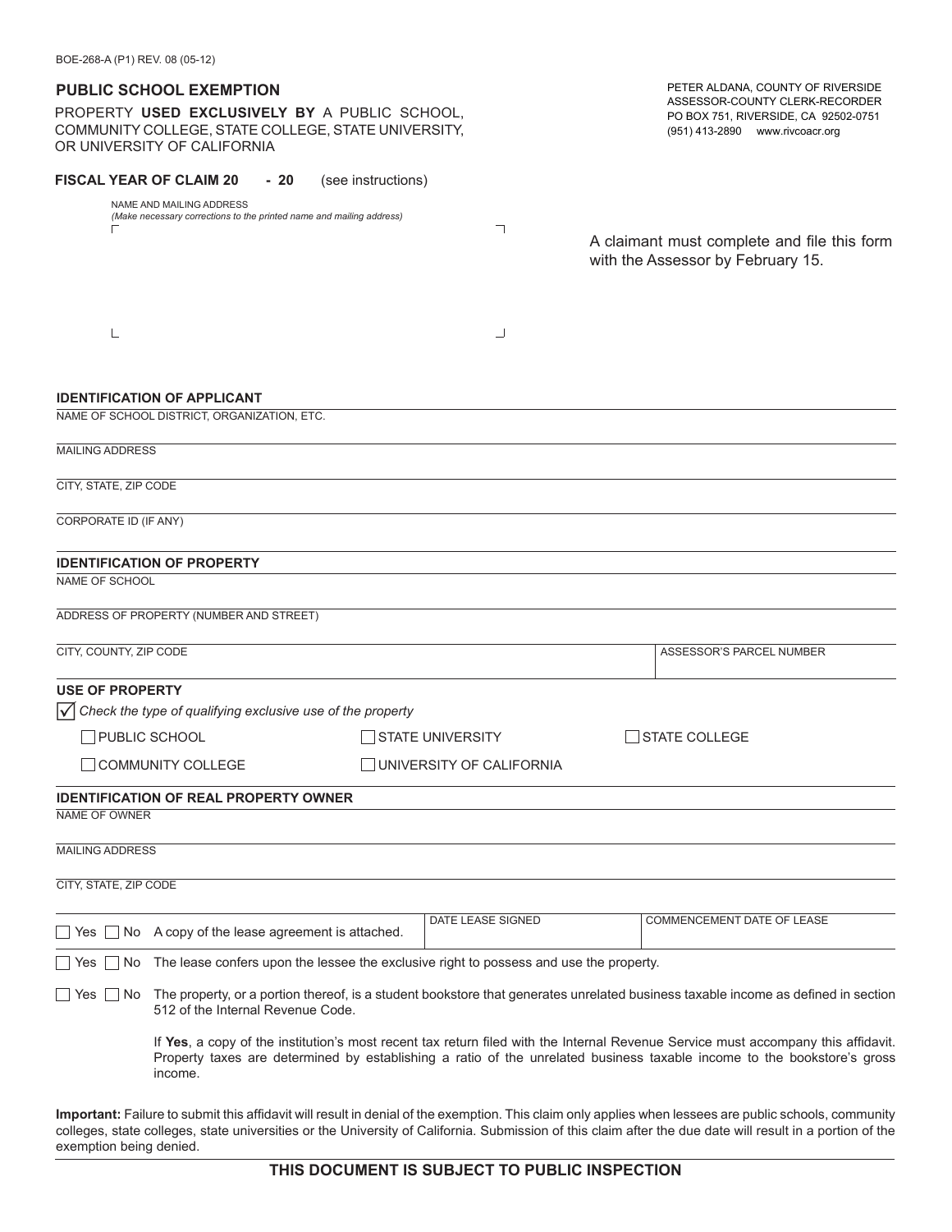BOE-268-A (P1) REV. 08 (05-12)

## PUBLIC SCHOOL EXEMPTION

PROPERTY **USED EXCLUSIVELY BY** A PUBLIC SCHOOL, COMMUNITY COLLEGE, STATE COLLEGE, STATE UNIVERSITY, OR UNIVERSITY OF CALIFORNIA

PETER ALDANA, COUNTY OF RIVERSIDE
ASSESSOR-COUNTY CLERK-RECORDER
PO BOX 751, RIVERSIDE, CA 92502-0751
(951) 413-2890 www.rivcoacr.org

**FISCAL YEAR OF CLAIM 20 - 20** (see instructions)

NAME AND MAILING ADDRESS
*(Make necessary corrections to the printed name and mailing address)*

A claimant must complete and file this form with the Assessor by February 15.

### IDENTIFICATION OF APPLICANT

NAME OF SCHOOL DISTRICT, ORGANIZATION, ETC.

MAILING ADDRESS

CITY, STATE, ZIP CODE

CORPORATE ID (IF ANY)

### IDENTIFICATION OF PROPERTY

NAME OF SCHOOL

ADDRESS OF PROPERTY (NUMBER AND STREET)

| CITY, COUNTY, ZIP CODE | ASSESSOR'S PARCEL NUMBER |
|---|---|
| | |

### USE OF PROPERTY

☑ *Check the type of qualifying exclusive use of the property*

☐ PUBLIC SCHOOL ☐ STATE UNIVERSITY ☐ STATE COLLEGE

☐ COMMUNITY COLLEGE ☐ UNIVERSITY OF CALIFORNIA

### IDENTIFICATION OF REAL PROPERTY OWNER

NAME OF OWNER

MAILING ADDRESS

CITY, STATE, ZIP CODE

| ☐ Yes ☐ No A copy of the lease agreement is attached. | DATE LEASE SIGNED | COMMENCEMENT DATE OF LEASE |
|---|---|---|

☐ Yes ☐ No The lease confers upon the lessee the exclusive right to possess and use the property.

☐ Yes ☐ No The property, or a portion thereof, is a student bookstore that generates unrelated business taxable income as defined in section 512 of the Internal Revenue Code.

If **Yes**, a copy of the institution's most recent tax return filed with the Internal Revenue Service must accompany this affidavit. Property taxes are determined by establishing a ratio of the unrelated business taxable income to the bookstore's gross income.

**Important:** Failure to submit this affidavit will result in denial of the exemption. This claim only applies when lessees are public schools, community colleges, state colleges, state universities or the University of California. Submission of this claim after the due date will result in a portion of the exemption being denied.

**THIS DOCUMENT IS SUBJECT TO PUBLIC INSPECTION**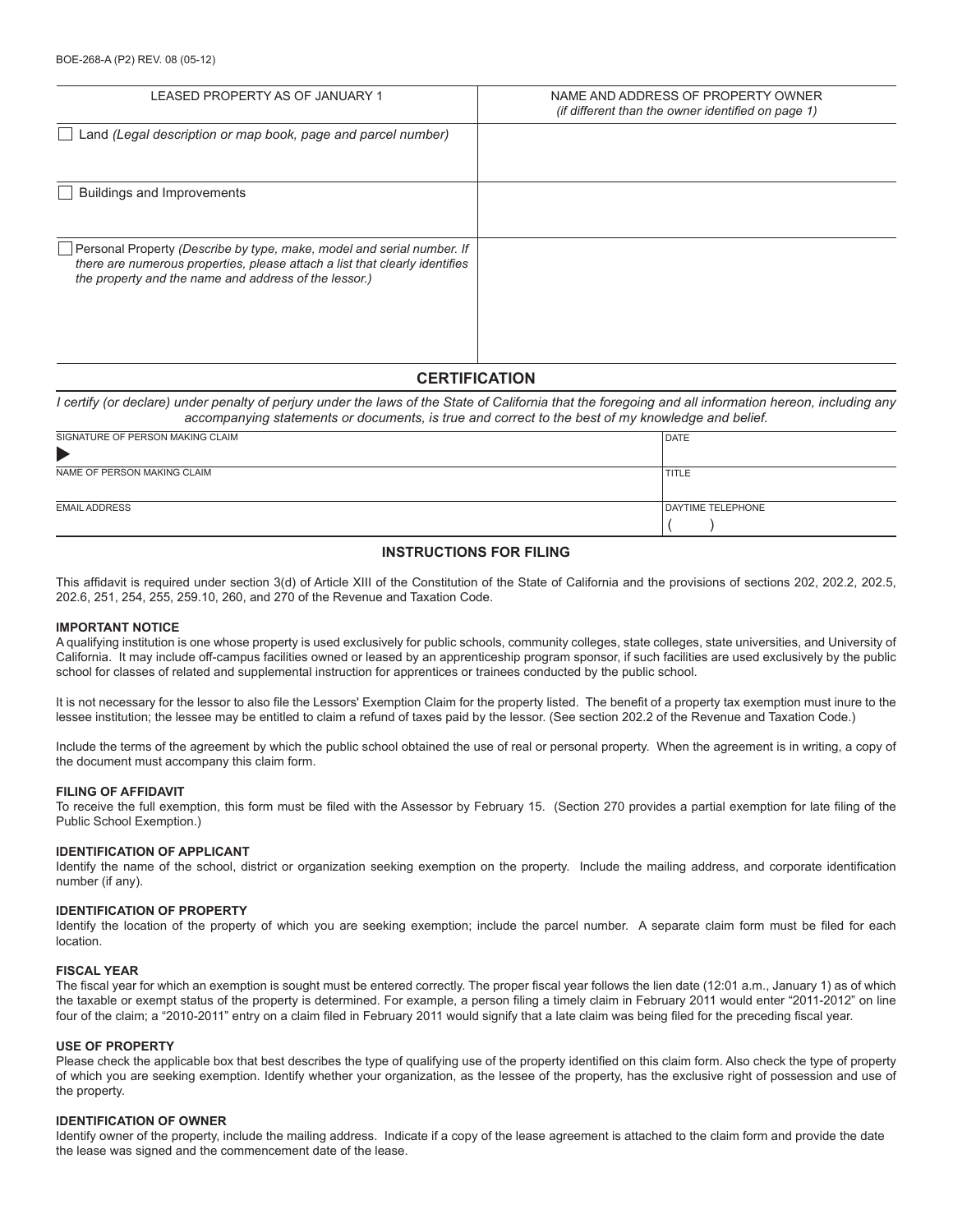BOE-268-A (P2) REV. 08 (05-12)

| LEASED PROPERTY AS OF JANUARY 1 | NAME AND ADDRESS OF PROPERTY OWNER *(if different than the owner identified on page 1)* |
|---|---|
| ☐ Land *(Legal description or map book, page and parcel number)* | |
| ☐ Buildings and Improvements | |
| ☐ Personal Property *(Describe by type, make, model and serial number. If there are numerous properties, please attach a list that clearly identifies the property and the name and address of the lessor.)* | |

## CERTIFICATION

*I certify (or declare) under penalty of perjury under the laws of the State of California that the foregoing and all information hereon, including any accompanying statements or documents, is true and correct to the best of my knowledge and belief.*

| | |
|---|---|
| SIGNATURE OF PERSON MAKING CLAIM ▶ | DATE |
| NAME OF PERSON MAKING CLAIM | TITLE |
| EMAIL ADDRESS | DAYTIME TELEPHONE ( ) |

## INSTRUCTIONS FOR FILING

This affidavit is required under section 3(d) of Article XIII of the Constitution of the State of California and the provisions of sections 202, 202.2, 202.5, 202.6, 251, 254, 255, 259.10, 260, and 270 of the Revenue and Taxation Code.

### IMPORTANT NOTICE

A qualifying institution is one whose property is used exclusively for public schools, community colleges, state colleges, state universities, and University of California. It may include off-campus facilities owned or leased by an apprenticeship program sponsor, if such facilities are used exclusively by the public school for classes of related and supplemental instruction for apprentices or trainees conducted by the public school.

It is not necessary for the lessor to also file the Lessors' Exemption Claim for the property listed. The benefit of a property tax exemption must inure to the lessee institution; the lessee may be entitled to claim a refund of taxes paid by the lessor. (See section 202.2 of the Revenue and Taxation Code.)

Include the terms of the agreement by which the public school obtained the use of real or personal property. When the agreement is in writing, a copy of the document must accompany this claim form.

### FILING OF AFFIDAVIT

To receive the full exemption, this form must be filed with the Assessor by February 15. (Section 270 provides a partial exemption for late filing of the Public School Exemption.)

### IDENTIFICATION OF APPLICANT

Identify the name of the school, district or organization seeking exemption on the property. Include the mailing address, and corporate identification number (if any).

### IDENTIFICATION OF PROPERTY

Identify the location of the property of which you are seeking exemption; include the parcel number. A separate claim form must be filed for each location.

### FISCAL YEAR

The fiscal year for which an exemption is sought must be entered correctly. The proper fiscal year follows the lien date (12:01 a.m., January 1) as of which the taxable or exempt status of the property is determined. For example, a person filing a timely claim in February 2011 would enter "2011-2012" on line four of the claim; a "2010-2011" entry on a claim filed in February 2011 would signify that a late claim was being filed for the preceding fiscal year.

### USE OF PROPERTY

Please check the applicable box that best describes the type of qualifying use of the property identified on this claim form. Also check the type of property of which you are seeking exemption. Identify whether your organization, as the lessee of the property, has the exclusive right of possession and use of the property.

### IDENTIFICATION OF OWNER

Identify owner of the property, include the mailing address. Indicate if a copy of the lease agreement is attached to the claim form and provide the date the lease was signed and the commencement date of the lease.